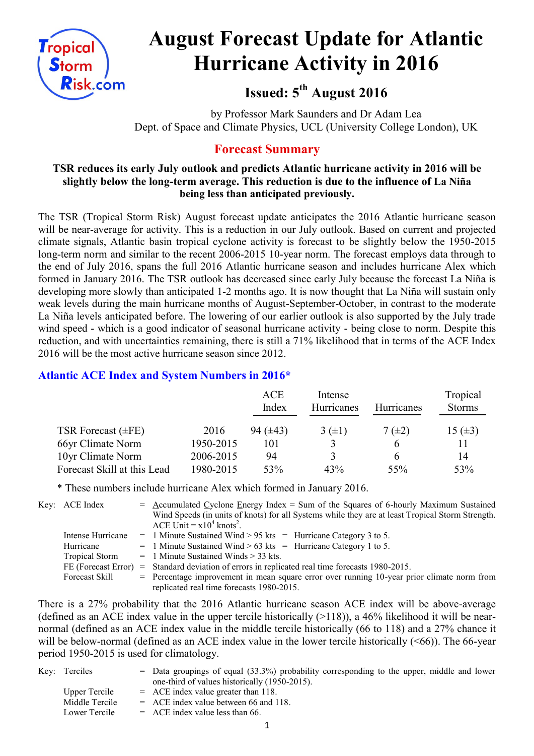# August Forecast Update for Atlantic Hurricane Activity in 2016

## Issued: 5th August 2016

by Professor Mark Saunders and Dr Adam Lea
Dept. of Space and Climate Physics, UCL (University College London), UK

## Forecast Summary

**TSR reduces its early July outlook and predicts Atlantic hurricane activity in 2016 will be slightly below the long-term average. This reduction is due to the influence of La Niña being less than anticipated previously.**

The TSR (Tropical Storm Risk) August forecast update anticipates the 2016 Atlantic hurricane season will be near-average for activity. This is a reduction in our July outlook. Based on current and projected climate signals, Atlantic basin tropical cyclone activity is forecast to be slightly below the 1950-2015 long-term norm and similar to the recent 2006-2015 10-year norm. The forecast employs data through to the end of July 2016, spans the full 2016 Atlantic hurricane season and includes hurricane Alex which formed in January 2016. The TSR outlook has decreased since early July because the forecast La Niña is developing more slowly than anticipated 1-2 months ago. It is now thought that La Niña will sustain only weak levels during the main hurricane months of August-September-October, in contrast to the moderate La Niña levels anticipated before. The lowering of our earlier outlook is also supported by the July trade wind speed - which is a good indicator of seasonal hurricane activity - being close to norm. Despite this reduction, and with uncertainties remaining, there is still a 71% likelihood that in terms of the ACE Index 2016 will be the most active hurricane season since 2012.

### Atlantic ACE Index and System Numbers in 2016*

| | | ACE Index | Intense Hurricanes | Hurricanes | Tropical Storms |
|---|---|---|---|---|---|
| TSR Forecast (±FE) | 2016 | 94 (±43) | 3 (±1) | 7 (±2) | 15 (±3) |
| 66yr Climate Norm | 1950-2015 | 101 | 3 | 6 | 11 |
| 10yr Climate Norm | 2006-2015 | 94 | 3 | 6 | 14 |
| Forecast Skill at this Lead | 1980-2015 | 53% | 43% | 55% | 53% |

\* These numbers include hurricane Alex which formed in January 2016.

Key:
- ACE Index = Accumulated Cyclone Energy Index = Sum of the Squares of 6-hourly Maximum Sustained Wind Speeds (in units of knots) for all Systems while they are at least Tropical Storm Strength. ACE Unit = $x10^4$ knots$^2$.
- Intense Hurricane = 1 Minute Sustained Wind > 95 kts = Hurricane Category 3 to 5.
- Hurricane = 1 Minute Sustained Wind > 63 kts = Hurricane Category 1 to 5.
- Tropical Storm = 1 Minute Sustained Winds > 33 kts.
- FE (Forecast Error) = Standard deviation of errors in replicated real time forecasts 1980-2015.
- Forecast Skill = Percentage improvement in mean square error over running 10-year prior climate norm from replicated real time forecasts 1980-2015.

There is a 27% probability that the 2016 Atlantic hurricane season ACE index will be above-average (defined as an ACE index value in the upper tercile historically (>118)), a 46% likelihood it will be near-normal (defined as an ACE index value in the middle tercile historically (66 to 118) and a 27% chance it will be below-normal (defined as an ACE index value in the lower tercile historically (<66)). The 66-year period 1950-2015 is used for climatology.

Key:
- Terciles = Data groupings of equal (33.3%) probability corresponding to the upper, middle and lower one-third of values historically (1950-2015).
- Upper Tercile = ACE index value greater than 118.
- Middle Tercile = ACE index value between 66 and 118.
- Lower Tercile = ACE index value less than 66.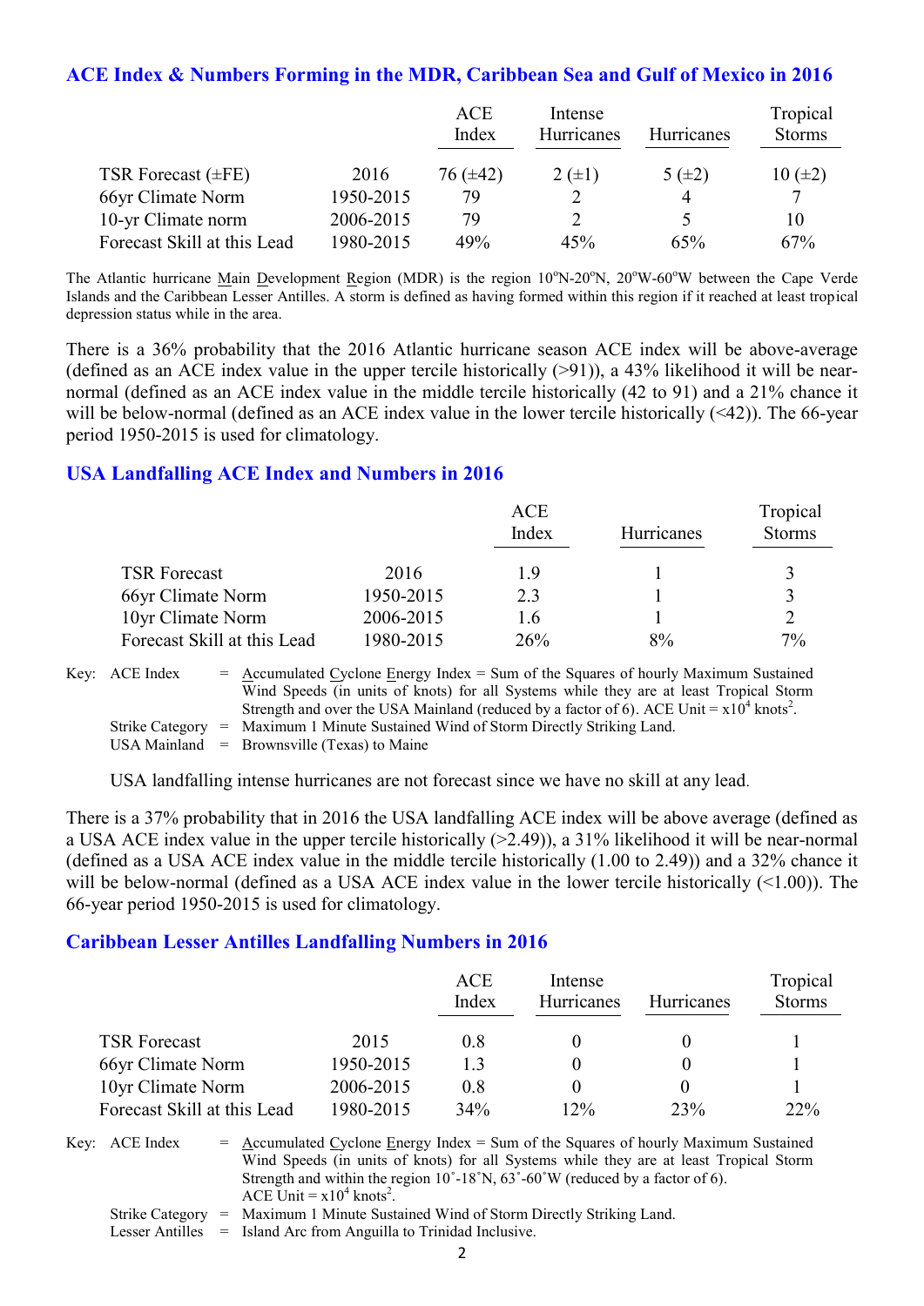## ACE Index & Numbers Forming in the MDR, Caribbean Sea and Gulf of Mexico in 2016

| | | ACE Index | Intense Hurricanes | Hurricanes | Tropical Storms |
|---|---|---|---|---|---|
| TSR Forecast (±FE) | 2016 | 76 (±42) | 2 (±1) | 5 (±2) | 10 (±2) |
| 66yr Climate Norm | 1950-2015 | 79 | 2 | 4 | 7 |
| 10-yr Climate norm | 2006-2015 | 79 | 2 | 5 | 10 |
| Forecast Skill at this Lead | 1980-2015 | 49% | 45% | 65% | 67% |

The Atlantic hurricane Main Development Region (MDR) is the region 10°N-20°N, 20°W-60°W between the Cape Verde Islands and the Caribbean Lesser Antilles. A storm is defined as having formed within this region if it reached at least tropical depression status while in the area.

There is a 36% probability that the 2016 Atlantic hurricane season ACE index will be above-average (defined as an ACE index value in the upper tercile historically (>91)), a 43% likelihood it will be near-normal (defined as an ACE index value in the middle tercile historically (42 to 91) and a 21% chance it will be below-normal (defined as an ACE index value in the lower tercile historically (<42)). The 66-year period 1950-2015 is used for climatology.

## USA Landfalling ACE Index and Numbers in 2016

| | | ACE Index | Hurricanes | Tropical Storms |
|---|---|---|---|---|
| TSR Forecast | 2016 | 1.9 | 1 | 3 |
| 66yr Climate Norm | 1950-2015 | 2.3 | 1 | 3 |
| 10yr Climate Norm | 2006-2015 | 1.6 | 1 | 2 |
| Forecast Skill at this Lead | 1980-2015 | 26% | 8% | 7% |

Key: ACE Index = Accumulated Cyclone Energy Index = Sum of the Squares of hourly Maximum Sustained Wind Speeds (in units of knots) for all Systems while they are at least Tropical Storm Strength and over the USA Mainland (reduced by a factor of 6). ACE Unit = $x10^4$ knots$^2$.
Strike Category = Maximum 1 Minute Sustained Wind of Storm Directly Striking Land.
USA Mainland = Brownsville (Texas) to Maine

USA landfalling intense hurricanes are not forecast since we have no skill at any lead.

There is a 37% probability that in 2016 the USA landfalling ACE index will be above average (defined as a USA ACE index value in the upper tercile historically (>2.49)), a 31% likelihood it will be near-normal (defined as a USA ACE index value in the middle tercile historically (1.00 to 2.49)) and a 32% chance it will be below-normal (defined as a USA ACE index value in the lower tercile historically (<1.00)). The 66-year period 1950-2015 is used for climatology.

## Caribbean Lesser Antilles Landfalling Numbers in 2016

| | | ACE Index | Intense Hurricanes | Hurricanes | Tropical Storms |
|---|---|---|---|---|---|
| TSR Forecast | 2015 | 0.8 | 0 | 0 | 1 |
| 66yr Climate Norm | 1950-2015 | 1.3 | 0 | 0 | 1 |
| 10yr Climate Norm | 2006-2015 | 0.8 | 0 | 0 | 1 |
| Forecast Skill at this Lead | 1980-2015 | 34% | 12% | 23% | 22% |

Key: ACE Index = Accumulated Cyclone Energy Index = Sum of the Squares of hourly Maximum Sustained Wind Speeds (in units of knots) for all Systems while they are at least Tropical Storm Strength and within the region 10˚-18˚N, 63˚-60˚W (reduced by a factor of 6). ACE Unit = $x10^4$ knots$^2$.
Strike Category = Maximum 1 Minute Sustained Wind of Storm Directly Striking Land.
Lesser Antilles = Island Arc from Anguilla to Trinidad Inclusive.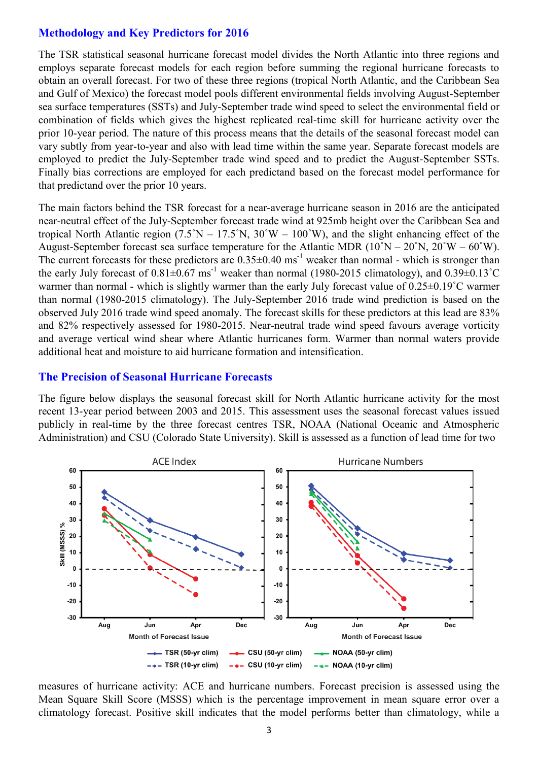## Methodology and Key Predictors for 2016

The TSR statistical seasonal hurricane forecast model divides the North Atlantic into three regions and employs separate forecast models for each region before summing the regional hurricane forecasts to obtain an overall forecast. For two of these three regions (tropical North Atlantic, and the Caribbean Sea and Gulf of Mexico) the forecast model pools different environmental fields involving August-September sea surface temperatures (SSTs) and July-September trade wind speed to select the environmental field or combination of fields which gives the highest replicated real-time skill for hurricane activity over the prior 10-year period. The nature of this process means that the details of the seasonal forecast model can vary subtly from year-to-year and also with lead time within the same year. Separate forecast models are employed to predict the July-September trade wind speed and to predict the August-September SSTs. Finally bias corrections are employed for each predictand based on the forecast model performance for that predictand over the prior 10 years.

The main factors behind the TSR forecast for a near-average hurricane season in 2016 are the anticipated near-neutral effect of the July-September forecast trade wind at 925mb height over the Caribbean Sea and tropical North Atlantic region (7.5˚N – 17.5˚N, 30˚W – 100˚W), and the slight enhancing effect of the August-September forecast sea surface temperature for the Atlantic MDR (10˚N – 20˚N, 20˚W – 60˚W). The current forecasts for these predictors are 0.35±0.40 ms$^{-1}$ weaker than normal - which is stronger than the early July forecast of 0.81±0.67 ms$^{-1}$ weaker than normal (1980-2015 climatology), and 0.39±0.13˚C warmer than normal - which is slightly warmer than the early July forecast value of 0.25±0.19˚C warmer than normal (1980-2015 climatology). The July-September 2016 trade wind prediction is based on the observed July 2016 trade wind speed anomaly. The forecast skills for these predictors at this lead are 83% and 82% respectively assessed for 1980-2015. Near-neutral trade wind speed favours average vorticity and average vertical wind shear where Atlantic hurricanes form. Warmer than normal waters provide additional heat and moisture to aid hurricane formation and intensification.

## The Precision of Seasonal Hurricane Forecasts

The figure below displays the seasonal forecast skill for North Atlantic hurricane activity for the most recent 13-year period between 2003 and 2015. This assessment uses the seasonal forecast values issued publicly in real-time by the three forecast centres TSR, NOAA (National Oceanic and Atmospheric Administration) and CSU (Colorado State University). Skill is assessed as a function of lead time for two measures of hurricane activity: ACE and hurricane numbers. Forecast precision is assessed using the Mean Square Skill Score (MSSS) which is the percentage improvement in mean square error over a climatology forecast. Positive skill indicates that the model performs better than climatology, while a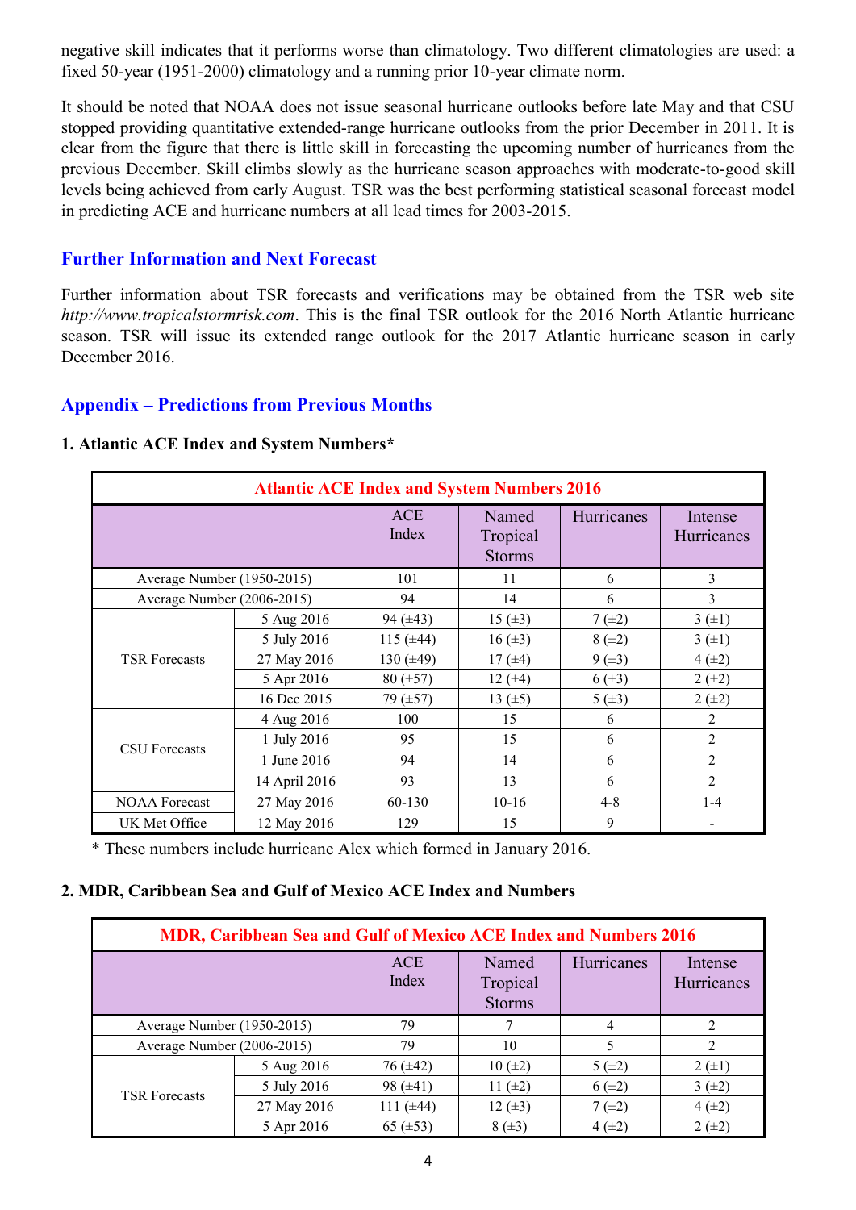negative skill indicates that it performs worse than climatology. Two different climatologies are used: a fixed 50-year (1951-2000) climatology and a running prior 10-year climate norm.

It should be noted that NOAA does not issue seasonal hurricane outlooks before late May and that CSU stopped providing quantitative extended-range hurricane outlooks from the prior December in 2011. It is clear from the figure that there is little skill in forecasting the upcoming number of hurricanes from the previous December. Skill climbs slowly as the hurricane season approaches with moderate-to-good skill levels being achieved from early August. TSR was the best performing statistical seasonal forecast model in predicting ACE and hurricane numbers at all lead times for 2003-2015.

## Further Information and Next Forecast

Further information about TSR forecasts and verifications may be obtained from the TSR web site *http://www.tropicalstormrisk.com*. This is the final TSR outlook for the 2016 North Atlantic hurricane season. TSR will issue its extended range outlook for the 2017 Atlantic hurricane season in early December 2016.

## Appendix – Predictions from Previous Months

**1. Atlantic ACE Index and System Numbers***

| Atlantic ACE Index and System Numbers 2016 | | | | | |
|---|---|---|---|---|---|
| | | ACE Index | Named Tropical Storms | Hurricanes | Intense Hurricanes |
| Average Number (1950-2015) | | 101 | 11 | 6 | 3 |
| Average Number (2006-2015) | | 94 | 14 | 6 | 3 |
| TSR Forecasts | 5 Aug 2016 | 94 (±43) | 15 (±3) | 7 (±2) | 3 (±1) |
| | 5 July 2016 | 115 (±44) | 16 (±3) | 8 (±2) | 3 (±1) |
| | 27 May 2016 | 130 (±49) | 17 (±4) | 9 (±3) | 4 (±2) |
| | 5 Apr 2016 | 80 (±57) | 12 (±4) | 6 (±3) | 2 (±2) |
| | 16 Dec 2015 | 79 (±57) | 13 (±5) | 5 (±3) | 2 (±2) |
| CSU Forecasts | 4 Aug 2016 | 100 | 15 | 6 | 2 |
| | 1 July 2016 | 95 | 15 | 6 | 2 |
| | 1 June 2016 | 94 | 14 | 6 | 2 |
| | 14 April 2016 | 93 | 13 | 6 | 2 |
| NOAA Forecast | 27 May 2016 | 60-130 | 10-16 | 4-8 | 1-4 |
| UK Met Office | 12 May 2016 | 129 | 15 | 9 | - |

\* These numbers include hurricane Alex which formed in January 2016.

**2. MDR, Caribbean Sea and Gulf of Mexico ACE Index and Numbers**

| MDR, Caribbean Sea and Gulf of Mexico ACE Index and Numbers 2016 | | | | | |
|---|---|---|---|---|---|
| | | ACE Index | Named Tropical Storms | Hurricanes | Intense Hurricanes |
| Average Number (1950-2015) | | 79 | 7 | 4 | 2 |
| Average Number (2006-2015) | | 79 | 10 | 5 | 2 |
| TSR Forecasts | 5 Aug 2016 | 76 (±42) | 10 (±2) | 5 (±2) | 2 (±1) |
| | 5 July 2016 | 98 (±41) | 11 (±2) | 6 (±2) | 3 (±2) |
| | 27 May 2016 | 111 (±44) | 12 (±3) | 7 (±2) | 4 (±2) |
| | 5 Apr 2016 | 65 (±53) | 8 (±3) | 4 (±2) | 2 (±2) |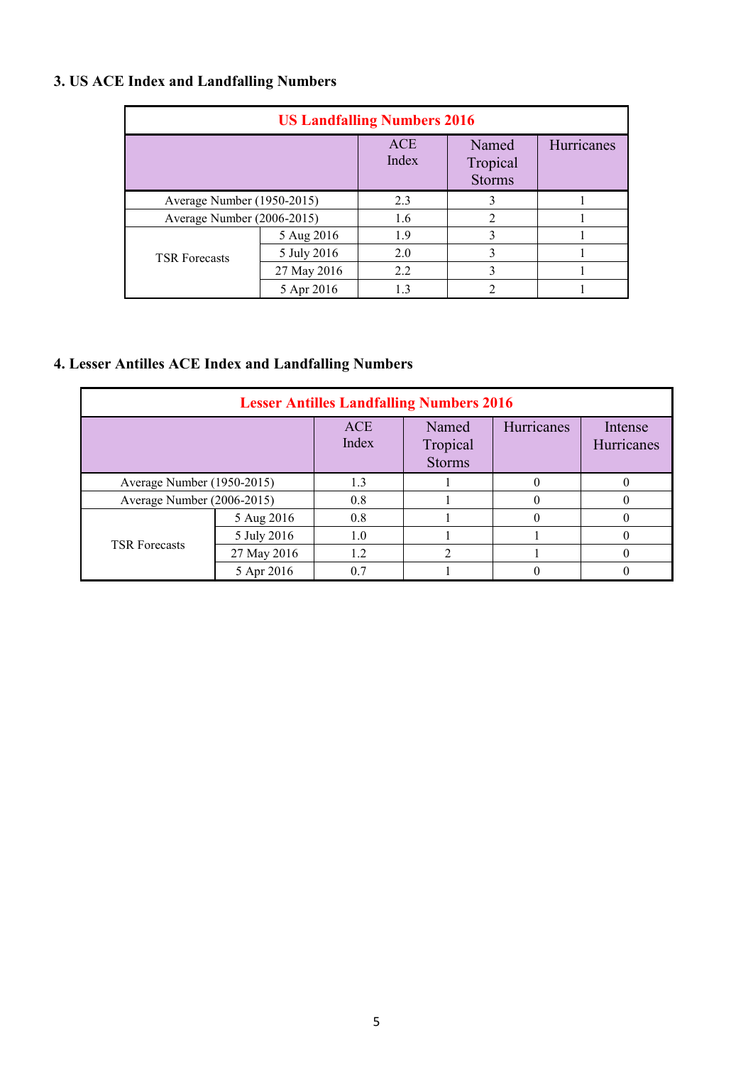### 3. US ACE Index and Landfalling Numbers

| US Landfalling Numbers 2016 | | | | |
|---|---|---|---|---|
| | | ACE Index | Named Tropical Storms | Hurricanes |
| Average Number (1950-2015) | | 2.3 | 3 | 1 |
| Average Number (2006-2015) | | 1.6 | 2 | 1 |
| TSR Forecasts | 5 Aug 2016 | 1.9 | 3 | 1 |
| | 5 July 2016 | 2.0 | 3 | 1 |
| | 27 May 2016 | 2.2 | 3 | 1 |
| | 5 Apr 2016 | 1.3 | 2 | 1 |

### 4. Lesser Antilles ACE Index and Landfalling Numbers

| Lesser Antilles Landfalling Numbers 2016 | | | | | |
|---|---|---|---|---|---|
| | | ACE Index | Named Tropical Storms | Hurricanes | Intense Hurricanes |
| Average Number (1950-2015) | | 1.3 | 1 | 0 | 0 |
| Average Number (2006-2015) | | 0.8 | 1 | 0 | 0 |
| TSR Forecasts | 5 Aug 2016 | 0.8 | 1 | 0 | 0 |
| | 5 July 2016 | 1.0 | 1 | 1 | 0 |
| | 27 May 2016 | 1.2 | 2 | 1 | 0 |
| | 5 Apr 2016 | 0.7 | 1 | 0 | 0 |